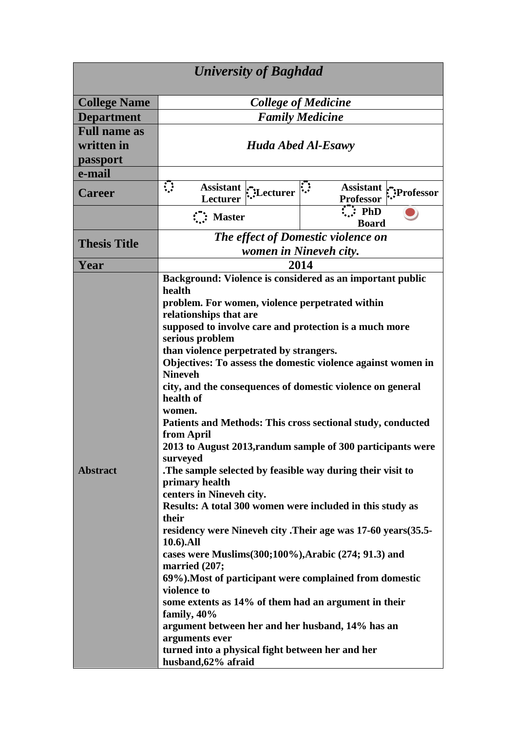| *University of Baghdad* | | | | |
|---|---|---|---|---|
| **College Name** | ***College of Medicine*** | | | |
| **Department** | ***Family Medicine*** | | | |
| **Full name as written in passport** | ***Huda Abed Al-Esawy*** | | | |
| **e-mail** | | | | |
| **Career** | ○ **Assistant Lecturer** | ○ **Lecturer** | ○ **Assistant Professor** | ○ **Professor** |
| | ○ **Master** | | ○ **PhD Board** ● | |
| **Thesis Title** | ***The effect of Domestic violence on women in Nineveh city.*** | | | |
| **Year** | **2014** | | | |
| **Abstract** | **Background: Violence is considered as an important public health problem. For women, violence perpetrated within relationships that are supposed to involve care and protection is a much more serious problem than violence perpetrated by strangers. Objectives: To assess the domestic violence against women in Nineveh city, and the consequences of domestic violence on general health of women. Patients and Methods: This cross sectional study, conducted from April 2013 to August 2013,randum sample of 300 participants were surveyed .The sample selected by feasible way during their visit to primary health centers in Nineveh city. Results: A total 300 women were included in this study as their residency were Nineveh city .Their age was 17-60 years(35.5-10.6).All cases were Muslims(300;100%),Arabic (274; 91.3) and married (207; 69%).Most of participant were complained from domestic violence to some extents as 14% of them had an argument in their family, 40% argument between her and her husband, 14% has an arguments ever turned into a physical fight between her and her husband,62% afraid** | | | |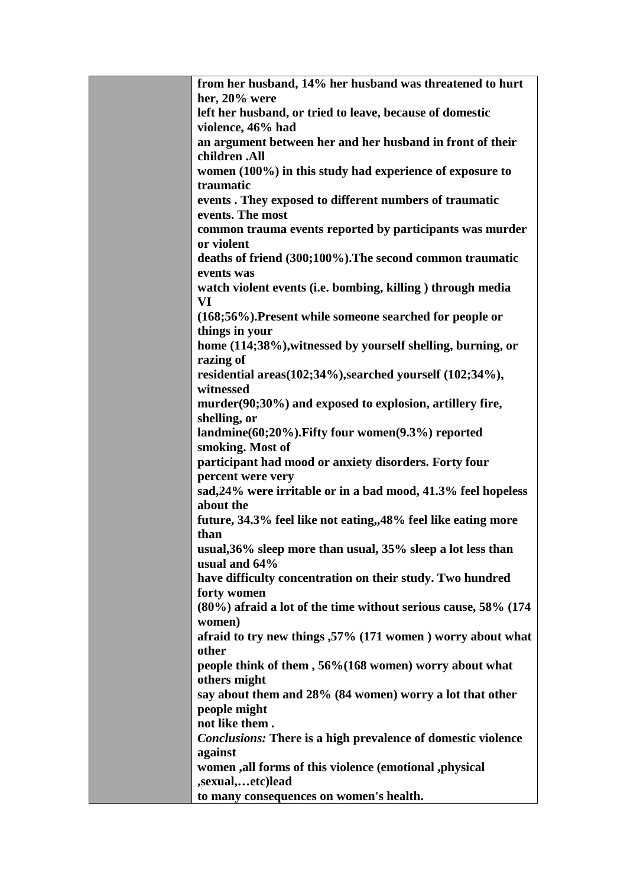| | **from her husband, 14% her husband was threatened to hurt her, 20% were left her husband, or tried to leave, because of domestic violence, 46% had an argument between her and her husband in front of their children .All women (100%) in this study had experience of exposure to traumatic events . They exposed to different numbers of traumatic events. The most common trauma events reported by participants was murder or violent deaths of friend (300;100%).The second common traumatic events was watch violent events (i.e. bombing, killing ) through media VI (168;56%).Present while someone searched for people or things in your home (114;38%),witnessed by yourself shelling, burning, or razing of residential areas(102;34%),searched yourself (102;34%), witnessed murder(90;30%) and exposed to explosion, artillery fire, shelling, or landmine(60;20%).Fifty four women(9.3%) reported smoking. Most of participant had mood or anxiety disorders. Forty four percent were very sad,24% were irritable or in a bad mood, 41.3% feel hopeless about the future, 34.3% feel like not eating,,48% feel like eating more than usual,36% sleep more than usual, 35% sleep a lot less than usual and 64% have difficulty concentration on their study. Two hundred forty women (80%) afraid a lot of the time without serious cause, 58% (174 women) afraid to try new things ,57% (171 women ) worry about what other people think of them , 56%(168 women) worry about what others might say about them and 28% (84 women) worry a lot that other people might not like them .**<br>***Conclusions:*** **There is a high prevalence of domestic violence against women ,all forms of this violence (emotional ,physical ,sexual,…etc)lead to many consequences on women's health.** |
|---|---|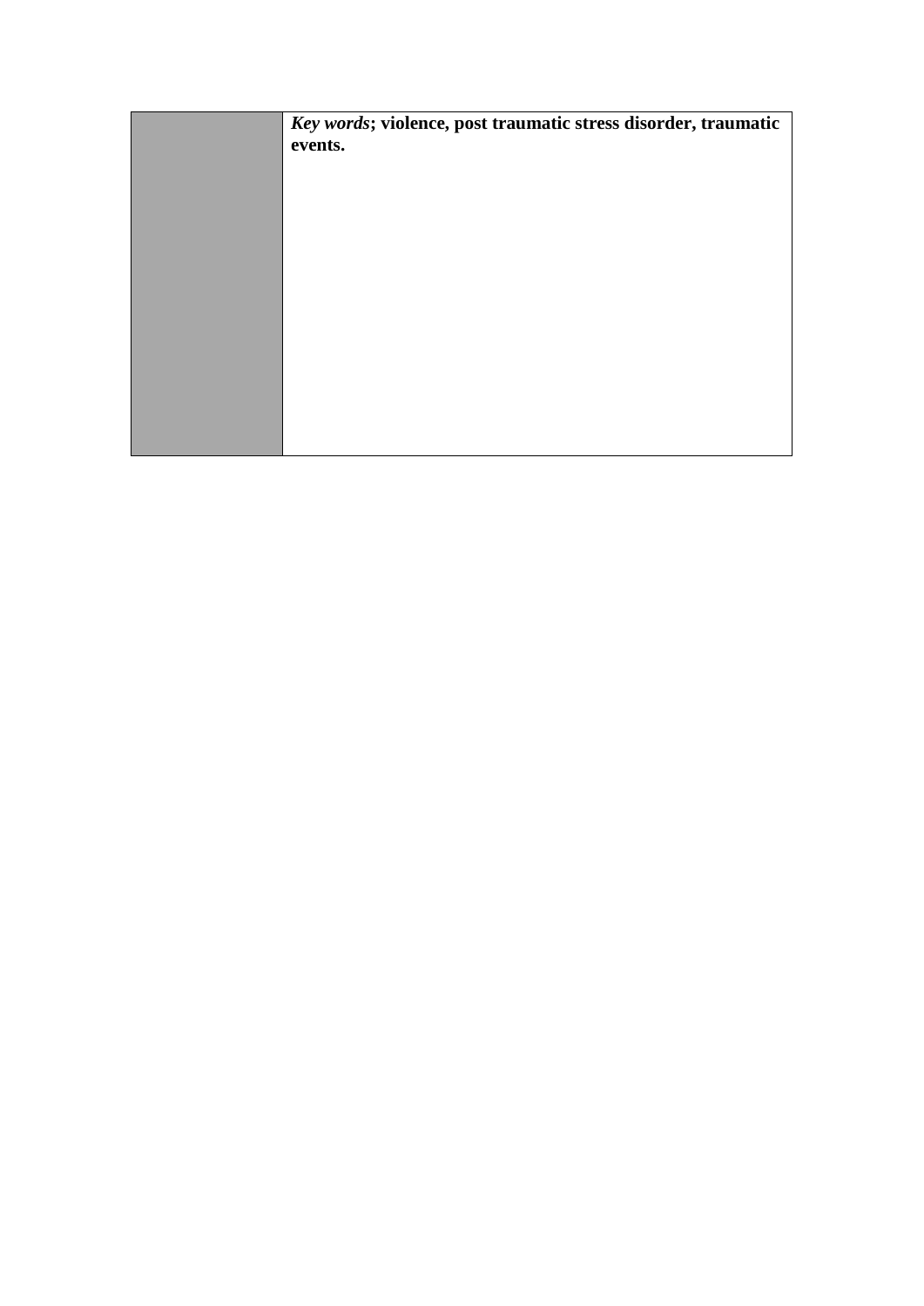***Key words*; violence, post traumatic stress disorder, traumatic events.**